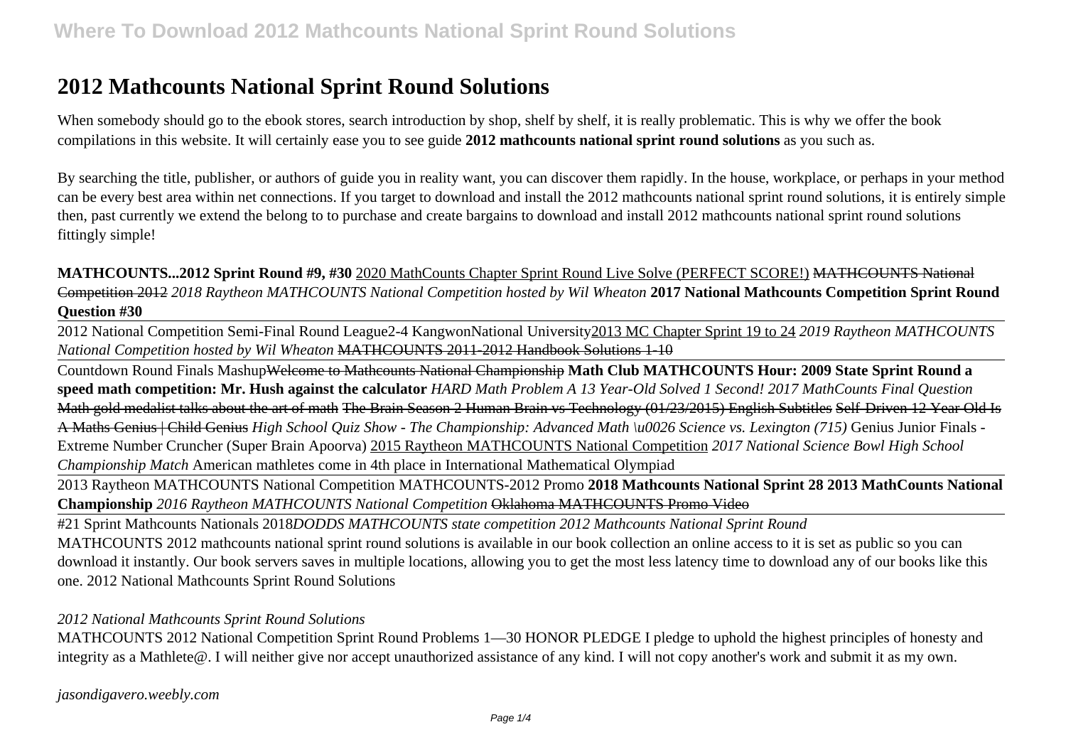# 2012 Mathcounts National Sprint Round Solutions

When somebody should go to the ebook stores, search introduction by shop, shelf by shelf, it is really problematic. This is why we offer the book compilations in this website. It will certainly ease you to see guide **2012 mathcounts national sprint round solutions** as you such as.

By searching the title, publisher, or authors of guide you in reality want, you can discover them rapidly. In the house, workplace, or perhaps in your method can be every best area within net connections. If you target to download and install the 2012 mathcounts national sprint round solutions, it is entirely simple then, past currently we extend the belong to to purchase and create bargains to download and install 2012 mathcounts national sprint round solutions fittingly simple!

**MATHCOUNTS...2012 Sprint Round #9, #30** 2020 MathCounts Chapter Sprint Round Live Solve (PERFECT SCORE!) ~~MATHCOUNTS National Competition 2012~~ *2018 Raytheon MATHCOUNTS National Competition hosted by Wil Wheaton* **2017 National Mathcounts Competition Sprint Round Question #30**

2012 National Competition Semi-Final Round League2-4 KangwonNational University2013 MC Chapter Sprint 19 to 24 *2019 Raytheon MATHCOUNTS National Competition hosted by Wil Wheaton* ~~MATHCOUNTS 2011-2012 Handbook Solutions 1-10~~

Countdown Round Finals Mashup~~Welcome to Mathcounts National Championship~~ **Math Club MATHCOUNTS Hour: 2009 State Sprint Round a speed math competition: Mr. Hush against the calculator** *HARD Math Problem A 13 Year-Old Solved 1 Second! 2017 MathCounts Final Question* ~~Math gold medalist talks about the art of math~~ ~~The Brain Season 2 Human Brain vs Technology (01/23/2015) English Subtitles~~ ~~Self-Driven 12 Year Old Is A Maths Genius | Child Genius~~ *High School Quiz Show - The Championship: Advanced Math \u0026 Science vs. Lexington (715)* Genius Junior Finals - Extreme Number Cruncher (Super Brain Apoorva) 2015 Raytheon MATHCOUNTS National Competition *2017 National Science Bowl High School Championship Match* American mathletes come in 4th place in International Mathematical Olympiad

2013 Raytheon MATHCOUNTS National Competition MATHCOUNTS-2012 Promo **2018 Mathcounts National Sprint 28 2013 MathCounts National Championship** *2016 Raytheon MATHCOUNTS National Competition* ~~Oklahoma MATHCOUNTS Promo Video~~

#21 Sprint Mathcounts Nationals 2018*DODDS MATHCOUNTS state competition 2012 Mathcounts National Sprint Round*

MATHCOUNTS 2012 mathcounts national sprint round solutions is available in our book collection an online access to it is set as public so you can download it instantly. Our book servers saves in multiple locations, allowing you to get the most less latency time to download any of our books like this one. 2012 National Mathcounts Sprint Round Solutions

*2012 National Mathcounts Sprint Round Solutions*

MATHCOUNTS 2012 National Competition Sprint Round Problems 1—30 HONOR PLEDGE I pledge to uphold the highest principles of honesty and integrity as a Mathlete@. I will neither give nor accept unauthorized assistance of any kind. I will not copy another's work and submit it as my own.

*jasondigavero.weebly.com*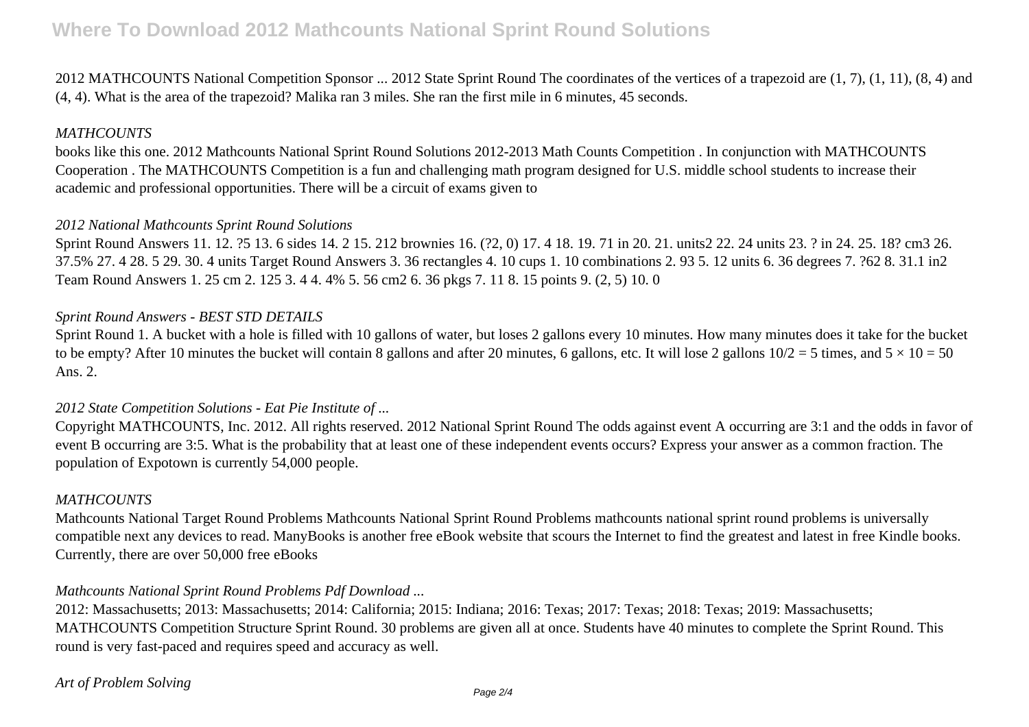2012 MATHCOUNTS National Competition Sponsor ... 2012 State Sprint Round The coordinates of the vertices of a trapezoid are (1, 7), (1, 11), (8, 4) and (4, 4). What is the area of the trapezoid? Malika ran 3 miles. She ran the first mile in 6 minutes, 45 seconds.

*MATHCOUNTS*

books like this one. 2012 Mathcounts National Sprint Round Solutions 2012-2013 Math Counts Competition . In conjunction with MATHCOUNTS Cooperation . The MATHCOUNTS Competition is a fun and challenging math program designed for U.S. middle school students to increase their academic and professional opportunities. There will be a circuit of exams given to

*2012 National Mathcounts Sprint Round Solutions*

Sprint Round Answers 11. 12. ?5 13. 6 sides 14. 2 15. 212 brownies 16. (?2, 0) 17. 4 18. 19. 71 in 20. 21. units2 22. 24 units 23. ? in 24. 25. 18? cm3 26. 37.5% 27. 4 28. 5 29. 30. 4 units Target Round Answers 3. 36 rectangles 4. 10 cups 1. 10 combinations 2. 93 5. 12 units 6. 36 degrees 7. ?62 8. 31.1 in2 Team Round Answers 1. 25 cm 2. 125 3. 4 4. 4% 5. 56 cm2 6. 36 pkgs 7. 11 8. 15 points 9. (2, 5) 10. 0

*Sprint Round Answers - BEST STD DETAILS*

Sprint Round 1. A bucket with a hole is filled with 10 gallons of water, but loses 2 gallons every 10 minutes. How many minutes does it take for the bucket to be empty? After 10 minutes the bucket will contain 8 gallons and after 20 minutes, 6 gallons, etc. It will lose 2 gallons $10/2 = 5$ times, and $5 \times 10 = 50$ Ans. 2.

*2012 State Competition Solutions - Eat Pie Institute of ...*

Copyright MATHCOUNTS, Inc. 2012. All rights reserved. 2012 National Sprint Round The odds against event A occurring are 3:1 and the odds in favor of event B occurring are 3:5. What is the probability that at least one of these independent events occurs? Express your answer as a common fraction. The population of Expotown is currently 54,000 people.

*MATHCOUNTS*

Mathcounts National Target Round Problems Mathcounts National Sprint Round Problems mathcounts national sprint round problems is universally compatible next any devices to read. ManyBooks is another free eBook website that scours the Internet to find the greatest and latest in free Kindle books. Currently, there are over 50,000 free eBooks

*Mathcounts National Sprint Round Problems Pdf Download ...*

2012: Massachusetts; 2013: Massachusetts; 2014: California; 2015: Indiana; 2016: Texas; 2017: Texas; 2018: Texas; 2019: Massachusetts; MATHCOUNTS Competition Structure Sprint Round. 30 problems are given all at once. Students have 40 minutes to complete the Sprint Round. This round is very fast-paced and requires speed and accuracy as well.

*Art of Problem Solving*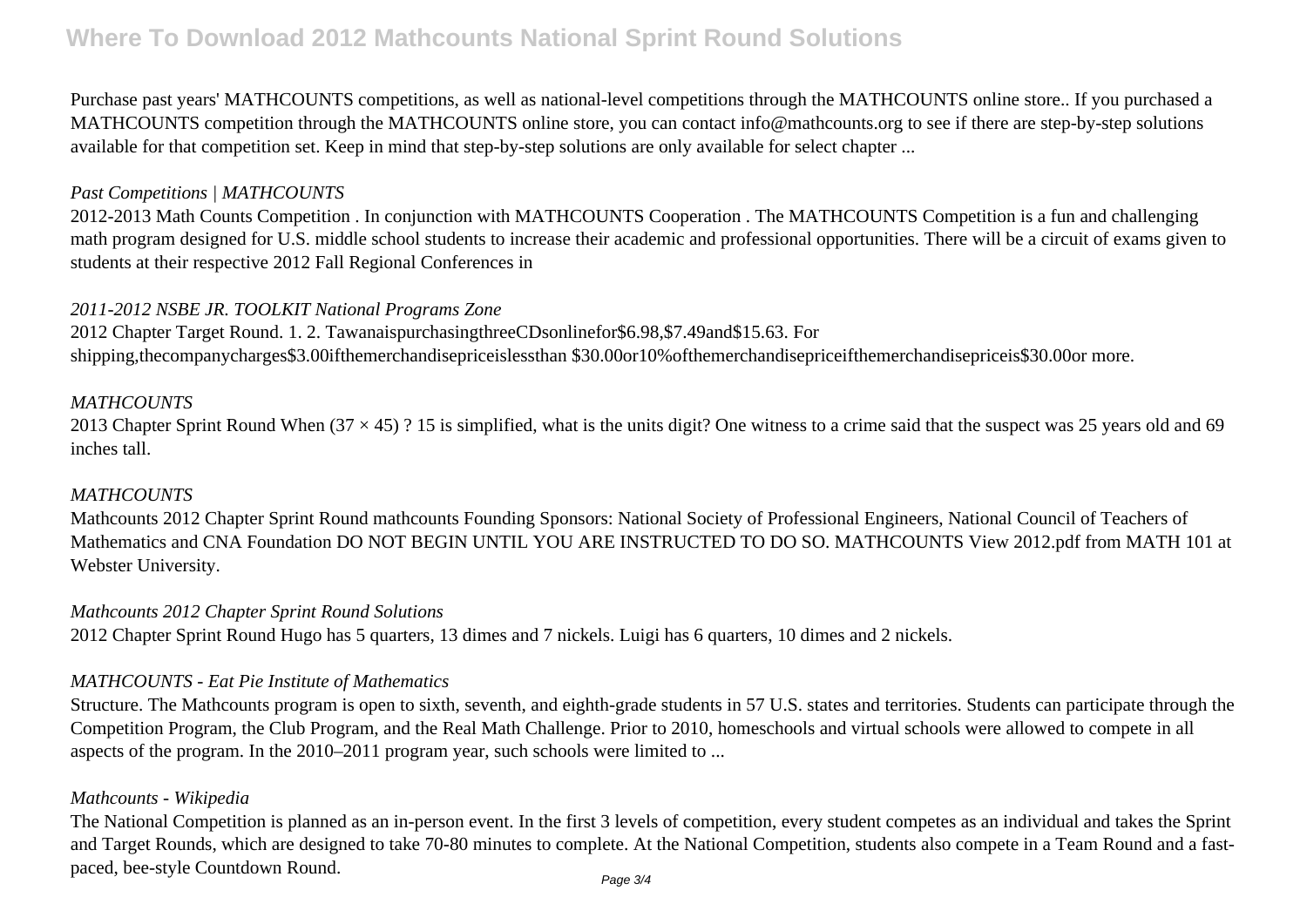Purchase past years' MATHCOUNTS competitions, as well as national-level competitions through the MATHCOUNTS online store.. If you purchased a MATHCOUNTS competition through the MATHCOUNTS online store, you can contact info@mathcounts.org to see if there are step-by-step solutions available for that competition set. Keep in mind that step-by-step solutions are only available for select chapter ...

*Past Competitions | MATHCOUNTS*

2012-2013 Math Counts Competition . In conjunction with MATHCOUNTS Cooperation . The MATHCOUNTS Competition is a fun and challenging math program designed for U.S. middle school students to increase their academic and professional opportunities. There will be a circuit of exams given to students at their respective 2012 Fall Regional Conferences in

*2011-2012 NSBE JR. TOOLKIT National Programs Zone*

2012 Chapter Target Round. 1. 2. TawanaispurchasingthreeCDsonlinefor$6.98,$7.49and$15.63. For shipping,thecompanycharges$3.00ifthemerchandisepriceislessthan $30.00or10%ofthemerchandisepriceifthemerchandisepriceis$30.00or more.

*MATHCOUNTS*

2013 Chapter Sprint Round When $(37 \times 45)$ ? 15 is simplified, what is the units digit? One witness to a crime said that the suspect was 25 years old and 69 inches tall.

*MATHCOUNTS*

Mathcounts 2012 Chapter Sprint Round mathcounts Founding Sponsors: National Society of Professional Engineers, National Council of Teachers of Mathematics and CNA Foundation DO NOT BEGIN UNTIL YOU ARE INSTRUCTED TO DO SO. MATHCOUNTS View 2012.pdf from MATH 101 at Webster University.

*Mathcounts 2012 Chapter Sprint Round Solutions*

2012 Chapter Sprint Round Hugo has 5 quarters, 13 dimes and 7 nickels. Luigi has 6 quarters, 10 dimes and 2 nickels.

*MATHCOUNTS - Eat Pie Institute of Mathematics*

Structure. The Mathcounts program is open to sixth, seventh, and eighth-grade students in 57 U.S. states and territories. Students can participate through the Competition Program, the Club Program, and the Real Math Challenge. Prior to 2010, homeschools and virtual schools were allowed to compete in all aspects of the program. In the 2010–2011 program year, such schools were limited to ...

*Mathcounts - Wikipedia*

The National Competition is planned as an in-person event. In the first 3 levels of competition, every student competes as an individual and takes the Sprint and Target Rounds, which are designed to take 70-80 minutes to complete. At the National Competition, students also compete in a Team Round and a fast-paced, bee-style Countdown Round.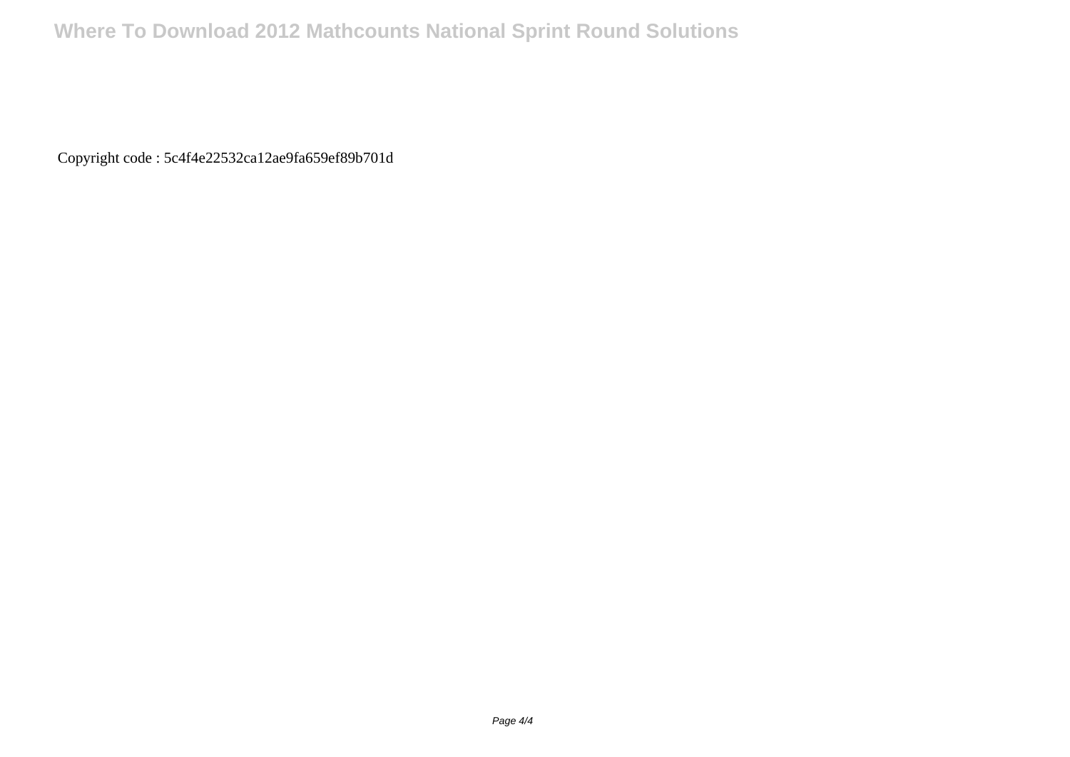Copyright code : 5c4f4e22532ca12ae9fa659ef89b701d